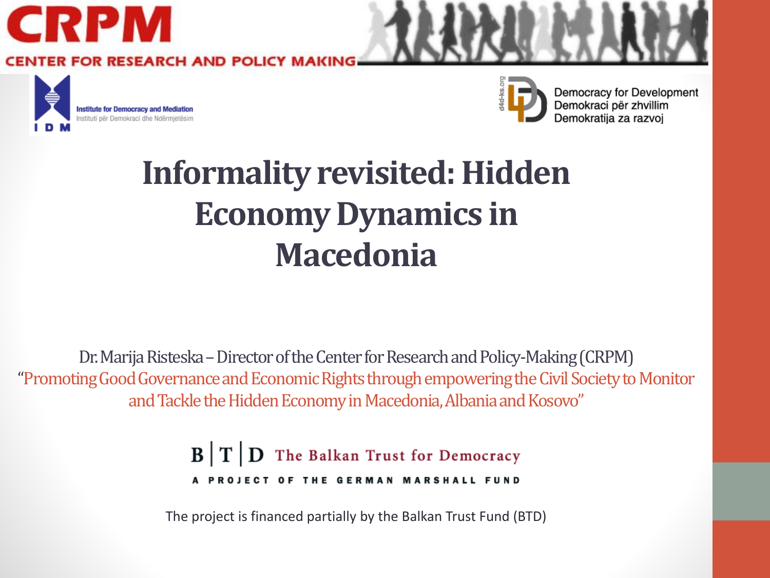CRPM

CENTER FOR RESEARCH AND POLICY MAKING

Institute for Democracy and Mediation
Instituti për Demokraci dhe Ndërmjetësim

IDM

d4d-ks.org

Democracy for Development
Demokraci për zhvillim
Demokratija za razvoj

# Informality revisited: Hidden Economy Dynamics in Macedonia

Dr. Marija Risteska – Director of the Center for Research and Policy-Making (CRPM)
"Promoting Good Governance and Economic Rights through empowering the Civil Society to Monitor and Tackle the Hidden Economy in Macedonia, Albania and Kosovo"

B | T | D The Balkan Trust for Democracy

A PROJECT OF THE GERMAN MARSHALL FUND

The project is financed partially by the Balkan Trust Fund (BTD)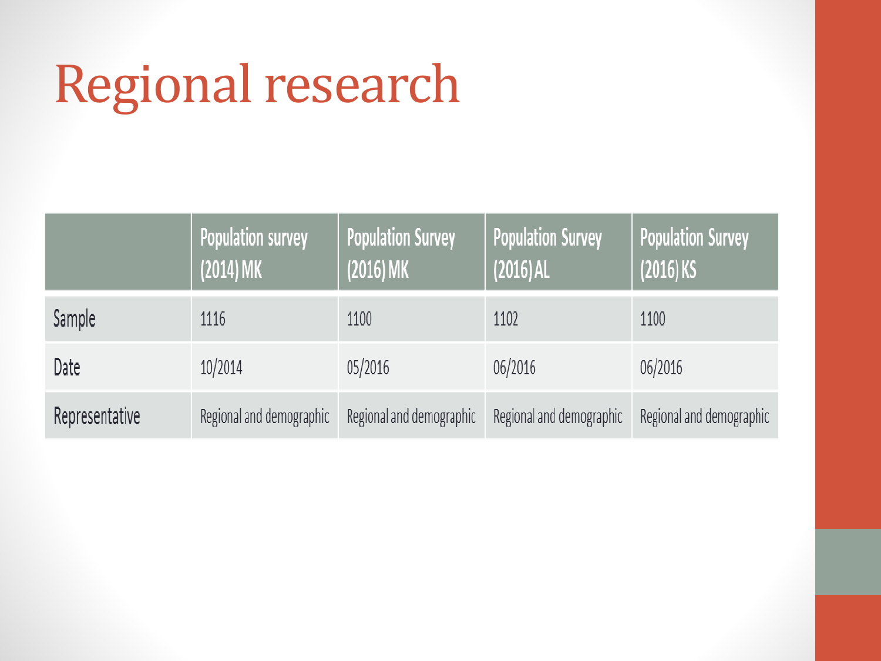# Regional research

| | Population survey (2014) MK | Population Survey (2016) MK | Population Survey (2016) AL | Population Survey (2016) KS |
|---|---|---|---|---|
| Sample | 1116 | 1100 | 1102 | 1100 |
| Date | 10/2014 | 05/2016 | 06/2016 | 06/2016 |
| Representative | Regional and demographic | Regional and demographic | Regional and demographic | Regional and demographic |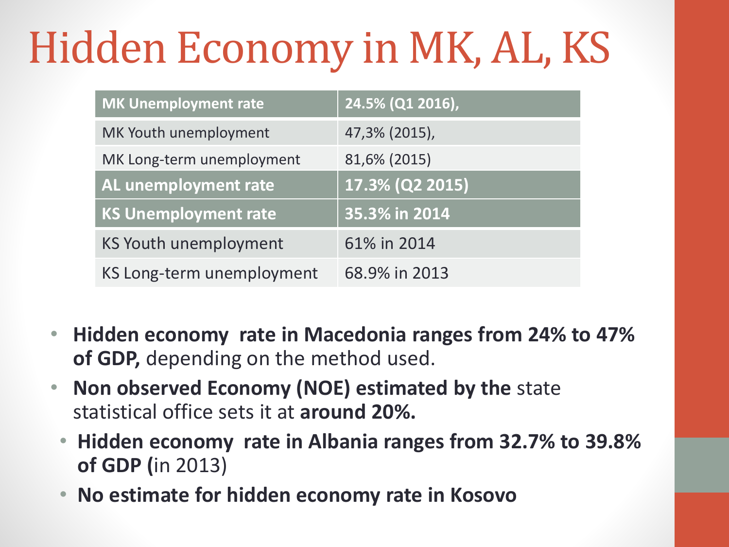# Hidden Economy in MK, AL, KS

| **MK Unemployment rate** | **24.5% (Q1 2016),** |
| --- | --- |
| MK Youth unemployment | 47,3% (2015), |
| MK Long-term unemployment | 81,6% (2015) |
| **AL unemployment rate** | **17.3% (Q2 2015)** |
| **KS Unemployment rate** | **35.3% in 2014** |
| KS Youth unemployment | 61% in 2014 |
| KS Long-term unemployment | 68.9% in 2013 |

- **Hidden economy rate in Macedonia ranges from 24% to 47% of GDP,** depending on the method used.
- **Non observed Economy (NOE) estimated by the** state statistical office sets it at **around 20%.**
  - **Hidden economy rate in Albania ranges from 32.7% to 39.8% of GDP (**in 2013)
  - **No estimate for hidden economy rate in Kosovo**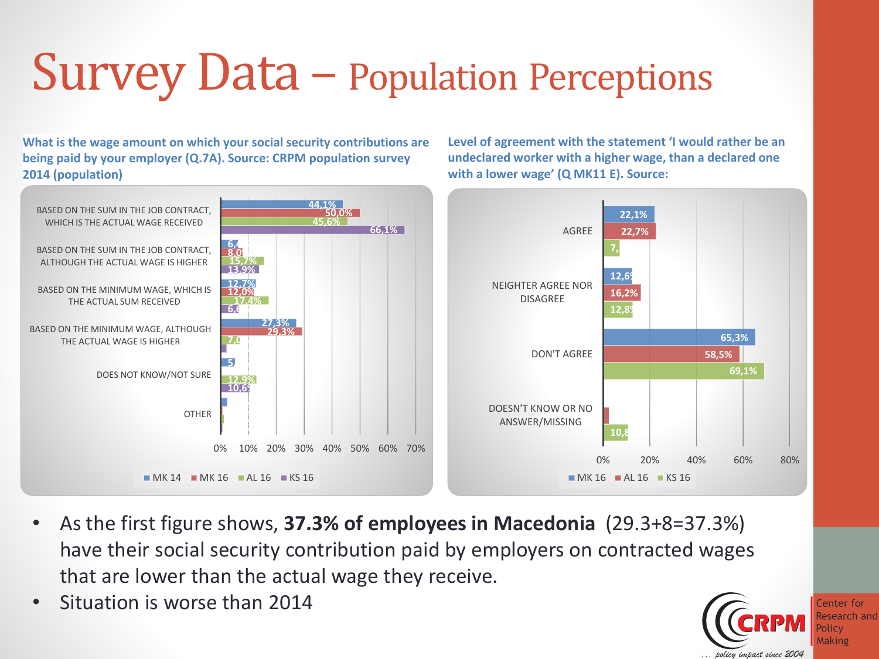# Survey Data – Population Perceptions

**What is the wage amount on which your social security contributions are being paid by your employer (Q.7A). Source: CRPM population survey 2014 (population)**

| | MK 14 | MK 16 | AL 16 | KS 16 |
|---|---|---|---|---|
| BASED ON THE SUM IN THE JOB CONTRACT, WHICH IS THE ACTUAL WAGE RECEIVED | 44,1% | 50,0% | 45,6% | 66,1% |
| BASED ON THE SUM IN THE JOB CONTRACT, ALTHOUGH THE ACTUAL WAGE IS HIGHER | 6,4 | 8,0 | 15,7% | 13,9% |
| BASED ON THE MINIMUM WAGE, WHICH IS THE ACTUAL SUM RECEIVED | 12,7% | 12,0% | 17,4% | 6,6 |
| BASED ON THE MINIMUM WAGE, ALTHOUGH THE ACTUAL WAGE IS HIGHER | 27,3% | 29,3% | 7,0 | |
| DOES NOT KNOW/NOT SURE | 5 | | 12,9% | 10,6 |
| OTHER | | | | |

**Level of agreement with the statement 'I would rather be an undeclared worker with a higher wage, than a declared one with a lower wage' (Q MK11 E). Source:**

| | MK 16 | AL 16 | KS 16 |
|---|---|---|---|
| AGREE | 22,1% | 22,7% | 7, |
| NEIGHTER AGREE NOR DISAGREE | 12,6 | 16,2% | 12,8 |
| DON'T AGREE | 65,3% | 58,5% | 69,1% |
| DOESN'T KNOW OR NO ANSWER/MISSING | | | 10,8 |

- As the first figure shows, **37.3% of employees in Macedonia** (29.3+8=37.3%) have their social security contribution paid by employers on contracted wages that are lower than the actual wage they receive.
- Situation is worse than 2014

CRPM Center for Research and Policy Making
... policy impact since 2004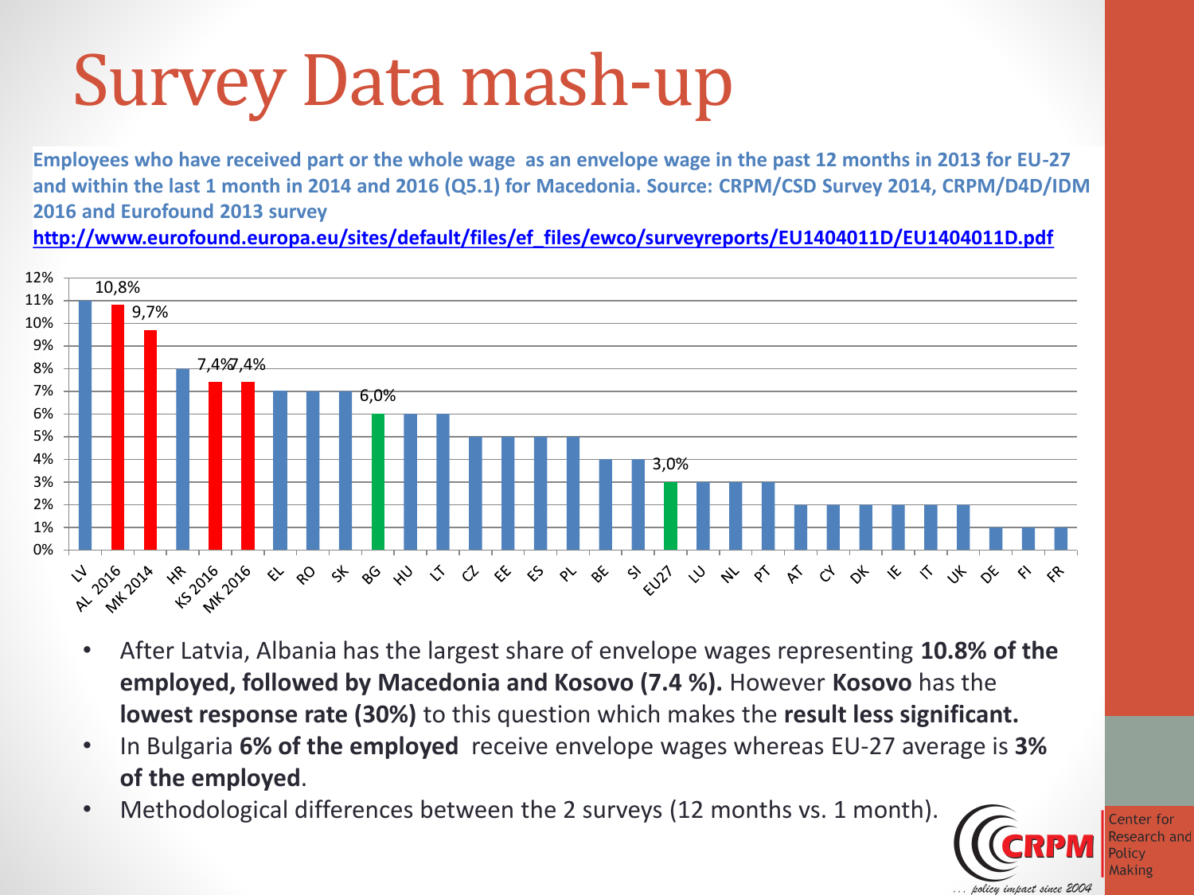# Survey Data mash-up

**Employees who have received part or the whole wage as an envelope wage in the past 12 months in 2013 for EU-27 and within the last 1 month in 2014 and 2016 (Q5.1) for Macedonia. Source: CRPM/CSD Survey 2014, CRPM/D4D/IDM 2016 and Eurofound 2013 survey**

**http://www.eurofound.europa.eu/sites/default/files/ef_files/ewco/surveyreports/EU1404011D/EU1404011D.pdf**

| Country | Share |
|---|---|
| LV | 11% |
| AL 2016 | 10,8% |
| MK 2014 | 9,7% |
| HR | 8% |
| KS 2016 | 7,4% |
| MK 2016 | 7,4% |
| EL | 7% |
| RO | 7% |
| SK | 7% |
| BG | 6,0% |
| HU | 6% |
| LT | 6% |
| CZ | 5% |
| EE | 5% |
| ES | 5% |
| PL | 5% |
| BE | 4% |
| SI | 4% |
| EU27 | 3,0% |
| LU | 3% |
| NL | 3% |
| PT | 3% |
| AT | 2% |
| CY | 2% |
| DK | 2% |
| IE | 2% |
| IT | 2% |
| UK | 2% |
| DE | 1% |
| FI | 1% |
| FR | 1% |

- After Latvia, Albania has the largest share of envelope wages representing **10.8% of the employed, followed by Macedonia and Kosovo (7.4 %).** However **Kosovo** has the **lowest response rate (30%)** to this question which makes the **result less significant.**
- In Bulgaria **6% of the employed** receive envelope wages whereas EU-27 average is **3% of the employed**.
- Methodological differences between the 2 surveys (12 months vs. 1 month).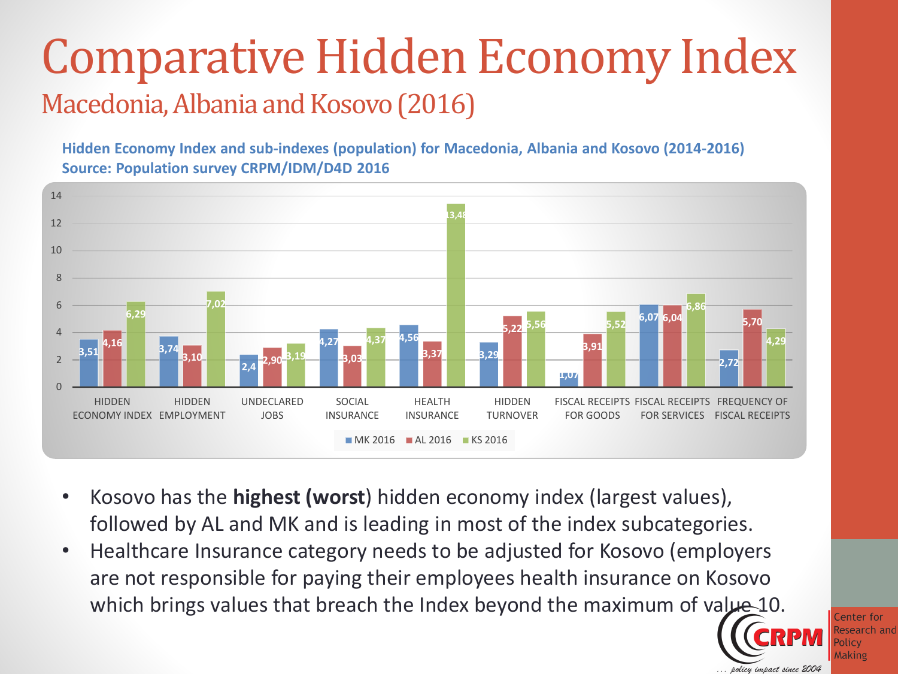# Comparative Hidden Economy Index

## Macedonia, Albania and Kosovo (2016)

**Hidden Economy Index and sub-indexes (population) for Macedonia, Albania and Kosovo (2014-2016)**
**Source: Population survey CRPM/IDM/D4D 2016**

| | MK 2016 | AL 2016 | KS 2016 |
|---|---|---|---|
| HIDDEN ECONOMY INDEX | 3,51 | 4,16 | 6,29 |
| HIDDEN EMPLOYMENT | 3,74 | 3,10 | 7,02 |
| UNDECLARED JOBS | 2,4 | 2,90 | 3,19 |
| SOCIAL INSURANCE | 4,27 | 3,03 | 4,37 |
| HEALTH INSURANCE | 4,56 | 3,37 | 13,48 |
| HIDDEN TURNOVER | 3,29 | 5,22 | 5,56 |
| FISCAL RECEIPTS FOR GOODS | 1,07 | 3,91 | 5,52 |
| FISCAL RECEIPTS FOR SERVICES | 6,07 | 6,04 | 6,86 |
| FREQUENCY OF FISCAL RECEIPTS | 2,72 | 5,70 | 4,29 |

- Kosovo has the **highest (worst**) hidden economy index (largest values), followed by AL and MK and is leading in most of the index subcategories.
- Healthcare Insurance category needs to be adjusted for Kosovo (employers are not responsible for paying their employees health insurance on Kosovo which brings values that breach the Index beyond the maximum of value 10.

CRPM Center for Research and Policy Making
... policy impact since 2004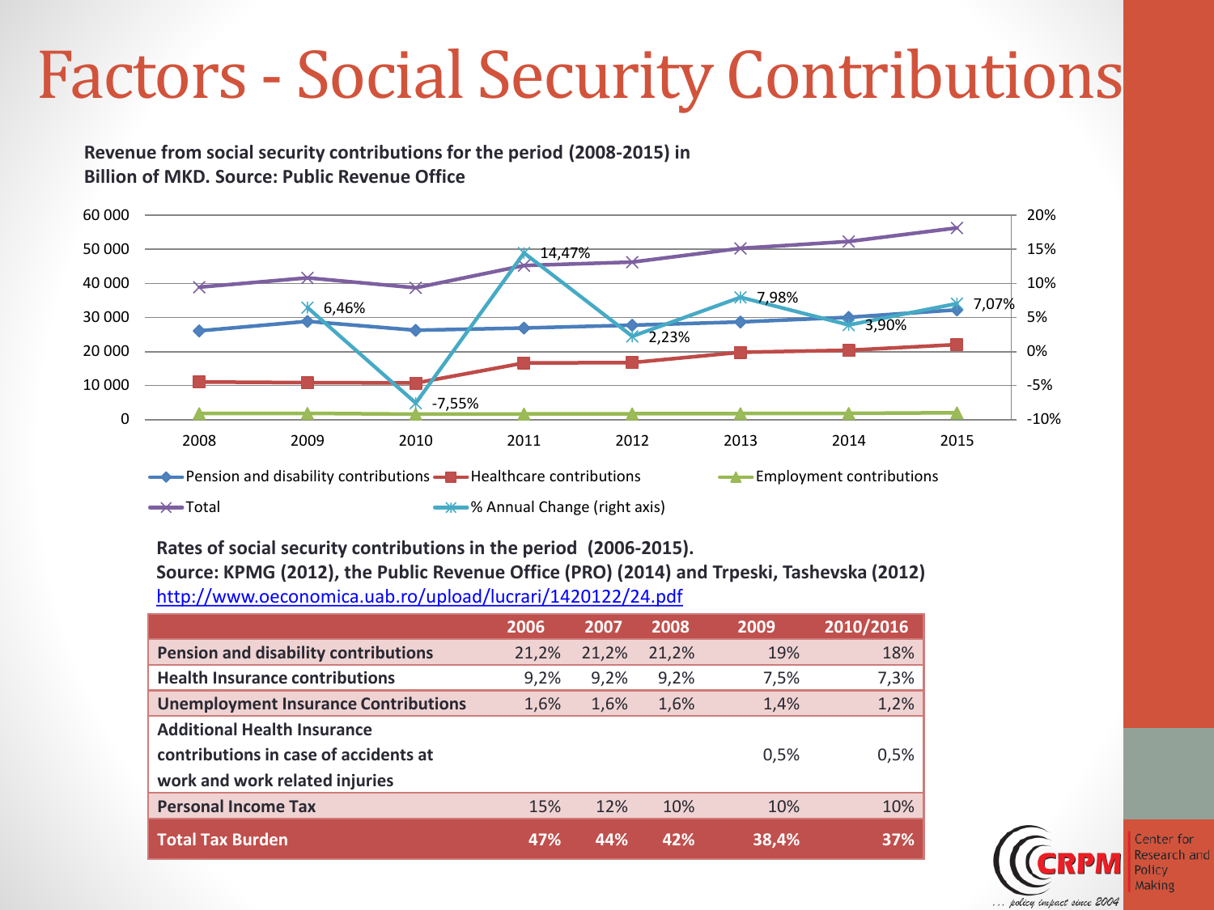# Factors - Social Security Contributions

**Revenue from social security contributions for the period (2008-2015) in Billion of MKD. Source: Public Revenue Office**

60 000 | 50 000 | 40 000 | 30 000 | 20 000 | 10 000 | 0

20% | 15% | 10% | 5% | 0% | -5% | -10%

6,46% | -7,55% | 14,47% | 2,23% | 7,98% | 3,90% | 7,07%

2008 | 2009 | 2010 | 2011 | 2012 | 2013 | 2014 | 2015

Pension and disability contributions | Healthcare contributions | Employment contributions | Total | % Annual Change (right axis)

**Rates of social security contributions in the period (2006-2015).**
**Source: KPMG (2012), the Public Revenue Office (PRO) (2014) and Trpeski, Tashevska (2012)**
http://www.oeconomica.uab.ro/upload/lucrari/1420122/24.pdf

| | 2006 | 2007 | 2008 | 2009 | 2010/2016 |
|---|---|---|---|---|---|
| **Pension and disability contributions** | 21,2% | 21,2% | 21,2% | 19% | 18% |
| **Health Insurance contributions** | 9,2% | 9,2% | 9,2% | 7,5% | 7,3% |
| **Unemployment Insurance Contributions** | 1,6% | 1,6% | 1,6% | 1,4% | 1,2% |
| **Additional Health Insurance contributions in case of accidents at work and work related injuries** | | | | 0,5% | 0,5% |
| **Personal Income Tax** | 15% | 12% | 10% | 10% | 10% |
| **Total Tax Burden** | **47%** | **44%** | **42%** | **38,4%** | **37%** |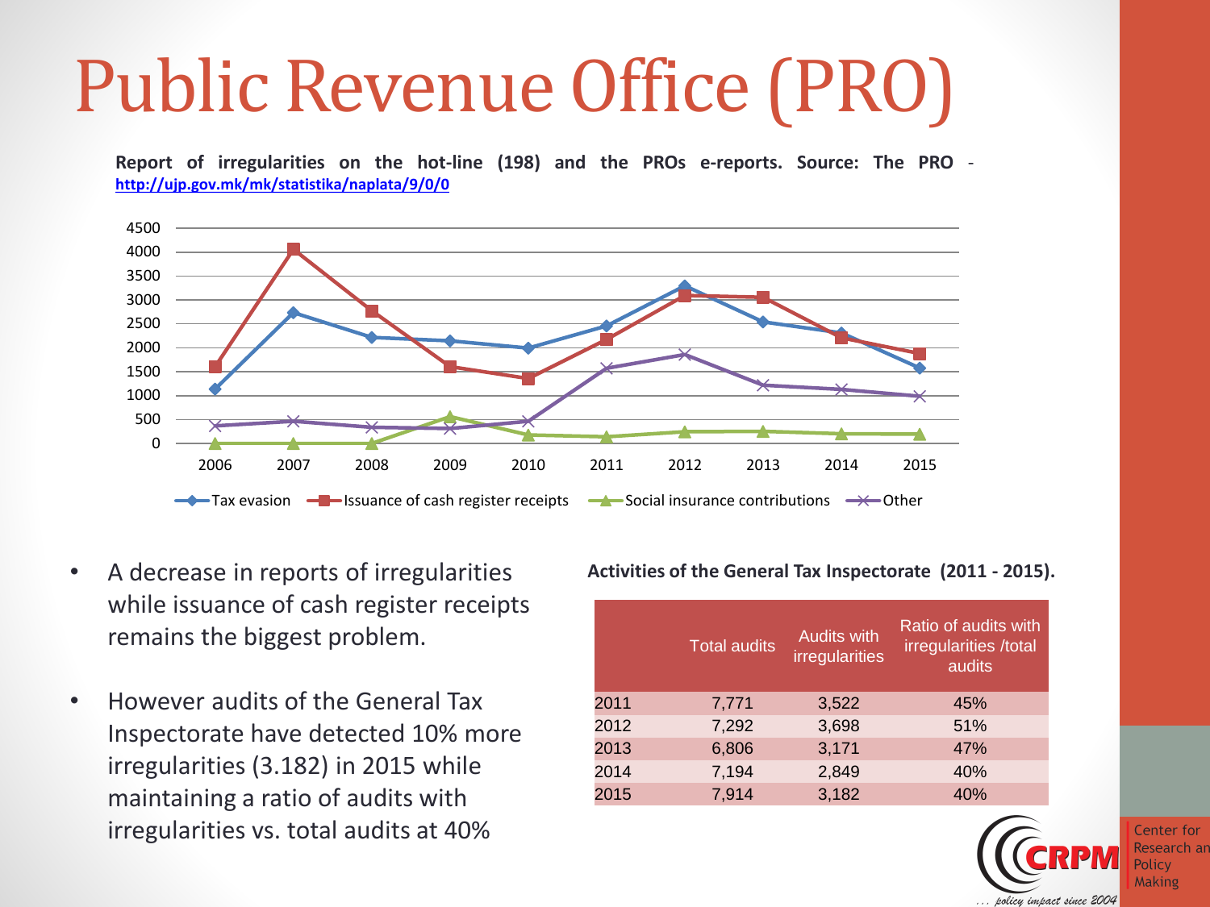# Public Revenue Office (PRO)

**Report of irregularities on the hot-line (198) and the PROs e-reports. Source: The PRO** - **http://ujp.gov.mk/mk/statistika/naplata/9/0/0**

- A decrease in reports of irregularities while issuance of cash register receipts remains the biggest problem.
- However audits of the General Tax Inspectorate have detected 10% more irregularities (3.182) in 2015 while maintaining a ratio of audits with irregularities vs. total audits at 40%

**Activities of the General Tax Inspectorate (2011 - 2015).**

| | Total audits | Audits with irregularities | Ratio of audits with irregularities /total audits |
|---|---|---|---|
| 2011 | 7,771 | 3,522 | 45% |
| 2012 | 7,292 | 3,698 | 51% |
| 2013 | 6,806 | 3,171 | 47% |
| 2014 | 7,194 | 2,849 | 40% |
| 2015 | 7,914 | 3,182 | 40% |

Center for Research and Policy Making

... policy impact since 2004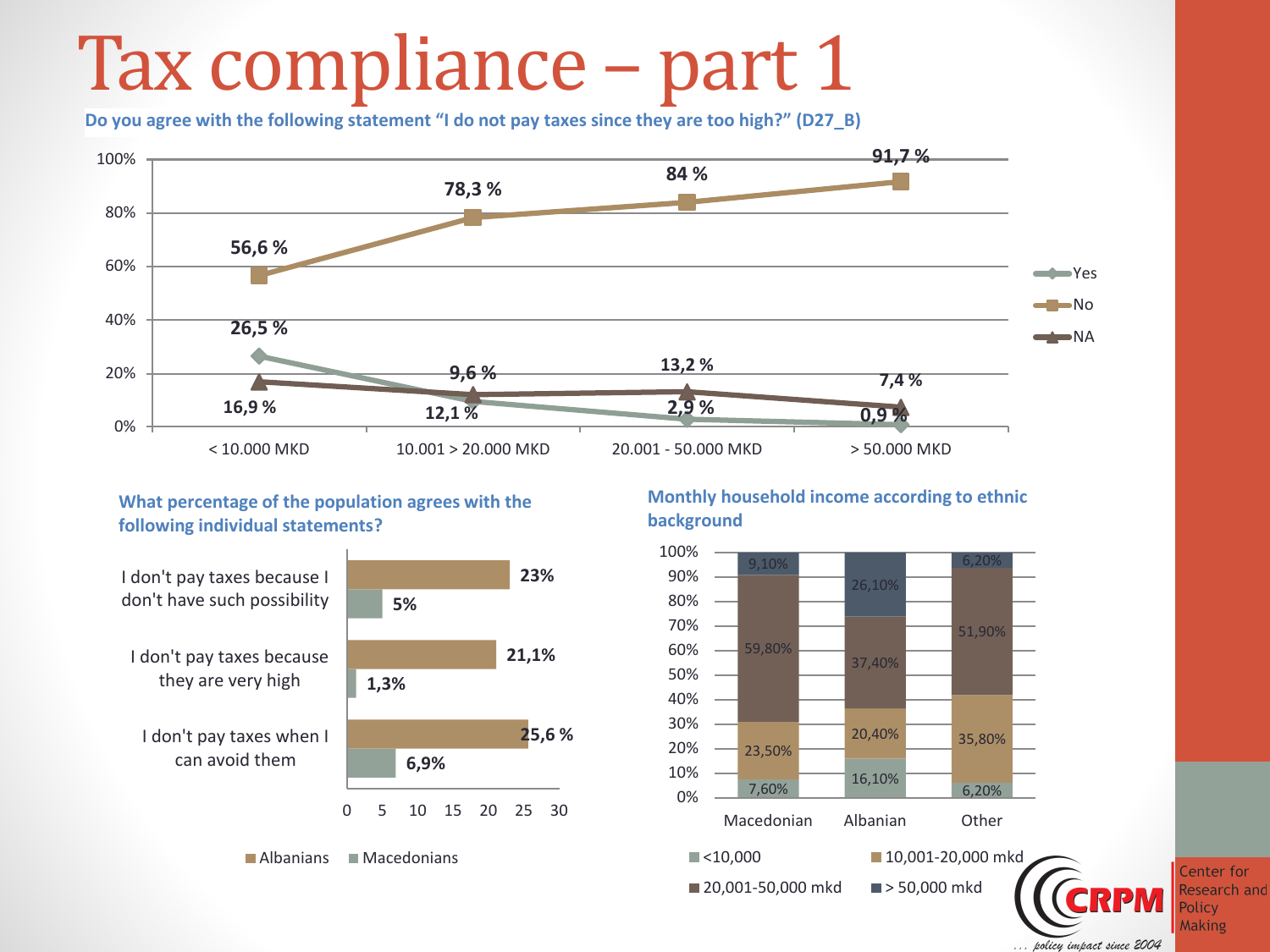# Tax compliance – part 1

**Do you agree with the following statement "I do not pay taxes since they are too high?" (D27_B)**

| | < 10.000 MKD | 10.001 > 20.000 MKD | 20.001 - 50.000 MKD | > 50.000 MKD |
|---|---|---|---|---|
| Yes | 26,5 % | 9,6 % | 2,9 % | 0,9 % |
| No | 56,6 % | 78,3 % | 84 % | 91,7 % |
| NA | 16,9 % | 12,1 % | 13,2 % | 7,4 % |

**What percentage of the population agrees with the following individual statements?**

| Statement | Albanians | Macedonians |
|---|---|---|
| I don't pay taxes because I don't have such possibility | 23% | 5% |
| I don't pay taxes because they are very high | 21,1% | 1,3% |
| I don't pay taxes when I can avoid them | 25,6 % | 6,9% |

**Monthly household income according to ethnic background**

| | Macedonian | Albanian | Other |
|---|---|---|---|
| <10,000 | 7,60% | 16,10% | 6,20% |
| 10,001-20,000 mkd | 23,50% | 20,40% | 35,80% |
| 20,001-50,000 mkd | 59,80% | 37,40% | 51,90% |
| > 50,000 mkd | 9,10% | 26,10% | 6,20% |

CRPM Center for Research and Policy Making

*... policy impact since 2004*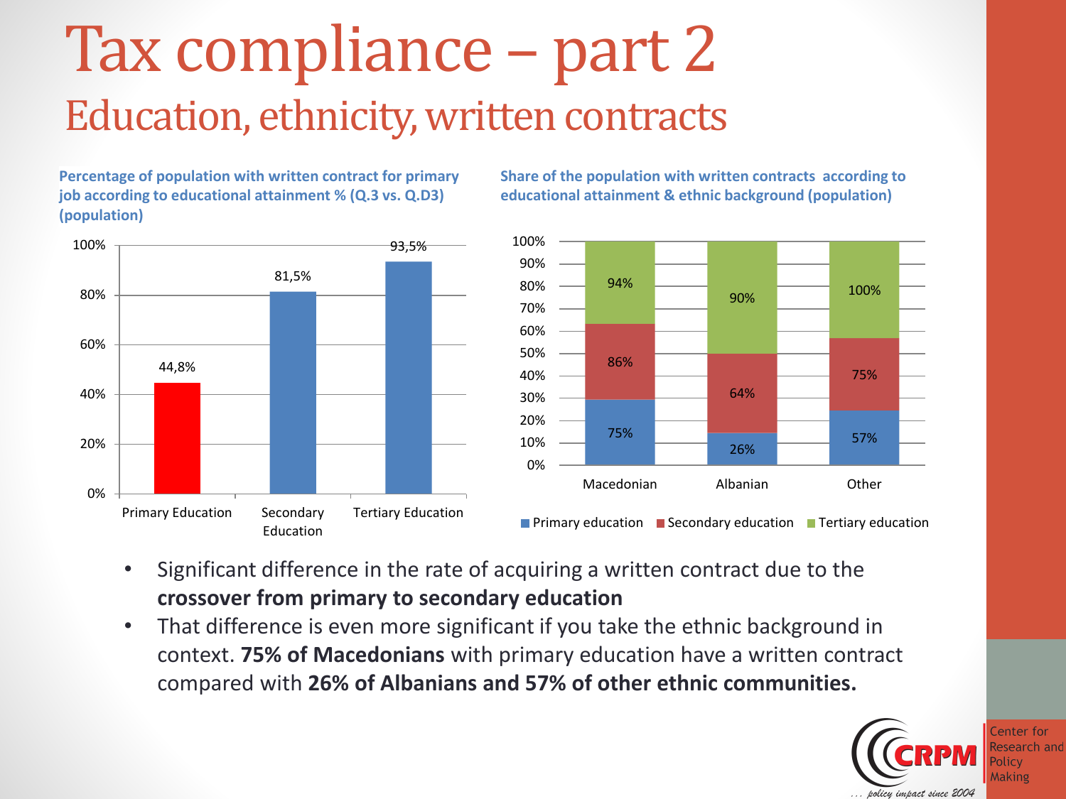# Tax compliance – part 2

## Education, ethnicity, written contracts

**Percentage of population with written contract for primary job according to educational attainment % (Q.3 vs. Q.D3) (population)**

| Educational attainment | % |
|---|---|
| Primary Education | 44,8% |
| Secondary Education | 81,5% |
| Tertiary Education | 93,5% |

**Share of the population with written contracts according to educational attainment & ethnic background (population)**

| | Macedonian | Albanian | Other |
|---|---|---|---|
| Primary education | 75% | 26% | 57% |
| Secondary education | 86% | 64% | 75% |
| Tertiary education | 94% | 90% | 100% |

- Significant difference in the rate of acquiring a written contract due to the **crossover from primary to secondary education**
- That difference is even more significant if you take the ethnic background in context. **75% of Macedonians** with primary education have a written contract compared with **26% of Albanians and 57% of other ethnic communities.**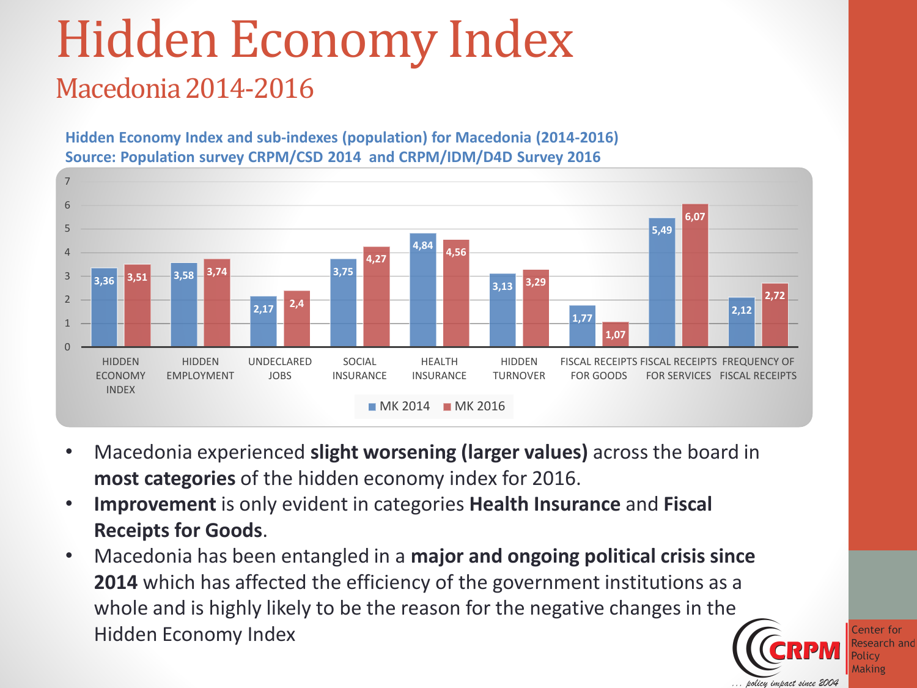# Hidden Economy Index

## Macedonia 2014-2016

**Hidden Economy Index and sub-indexes (population) for Macedonia (2014-2016)**
**Source: Population survey CRPM/CSD 2014 and CRPM/IDM/D4D Survey 2016**

| | MK 2014 | MK 2016 |
|---|---|---|
| HIDDEN ECONOMY INDEX | 3,36 | 3,51 |
| HIDDEN EMPLOYMENT | 3,58 | 3,74 |
| UNDECLARED JOBS | 2,17 | 2,4 |
| SOCIAL INSURANCE | 3,75 | 4,27 |
| HEALTH INSURANCE | 4,84 | 4,56 |
| HIDDEN TURNOVER | 3,13 | 3,29 |
| FISCAL RECEIPTS FOR GOODS | 1,77 | 1,07 |
| FISCAL RECEIPTS FOR SERVICES | 5,49 | 6,07 |
| FREQUENCY OF FISCAL RECEIPTS | 2,12 | 2,72 |

- Macedonia experienced **slight worsening (larger values)** across the board in **most categories** of the hidden economy index for 2016.
- **Improvement** is only evident in categories **Health Insurance** and **Fiscal Receipts for Goods**.
- Macedonia has been entangled in a **major and ongoing political crisis since 2014** which has affected the efficiency of the government institutions as a whole and is highly likely to be the reason for the negative changes in the Hidden Economy Index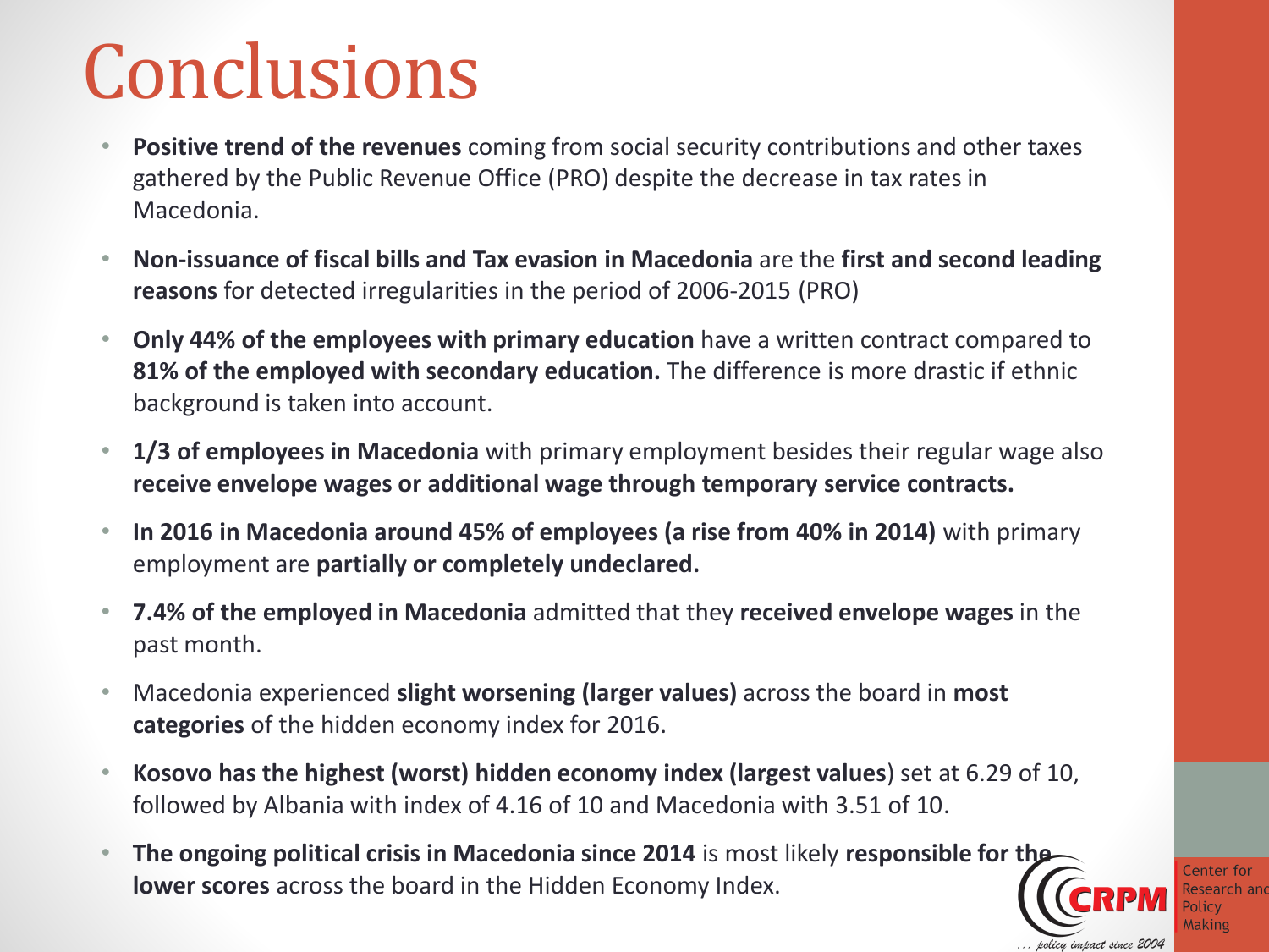# Conclusions

- **Positive trend of the revenues** coming from social security contributions and other taxes gathered by the Public Revenue Office (PRO) despite the decrease in tax rates in Macedonia.
- **Non-issuance of fiscal bills and Tax evasion in Macedonia** are the **first and second leading reasons** for detected irregularities in the period of 2006-2015 (PRO)
- **Only 44% of the employees with primary education** have a written contract compared to **81% of the employed with secondary education.** The difference is more drastic if ethnic background is taken into account.
- **1/3 of employees in Macedonia** with primary employment besides their regular wage also **receive envelope wages or additional wage through temporary service contracts.**
- **In 2016 in Macedonia around 45% of employees (a rise from 40% in 2014)** with primary employment are **partially or completely undeclared.**
- **7.4% of the employed in Macedonia** admitted that they **received envelope wages** in the past month.
- Macedonia experienced **slight worsening (larger values)** across the board in **most categories** of the hidden economy index for 2016.
- **Kosovo has the highest (worst) hidden economy index (largest values**) set at 6.29 of 10, followed by Albania with index of 4.16 of 10 and Macedonia with 3.51 of 10.
- **The ongoing political crisis in Macedonia since 2014** is most likely **responsible for the lower scores** across the board in the Hidden Economy Index.

CRPM Center for Research and Policy Making

*... policy impact since 2004*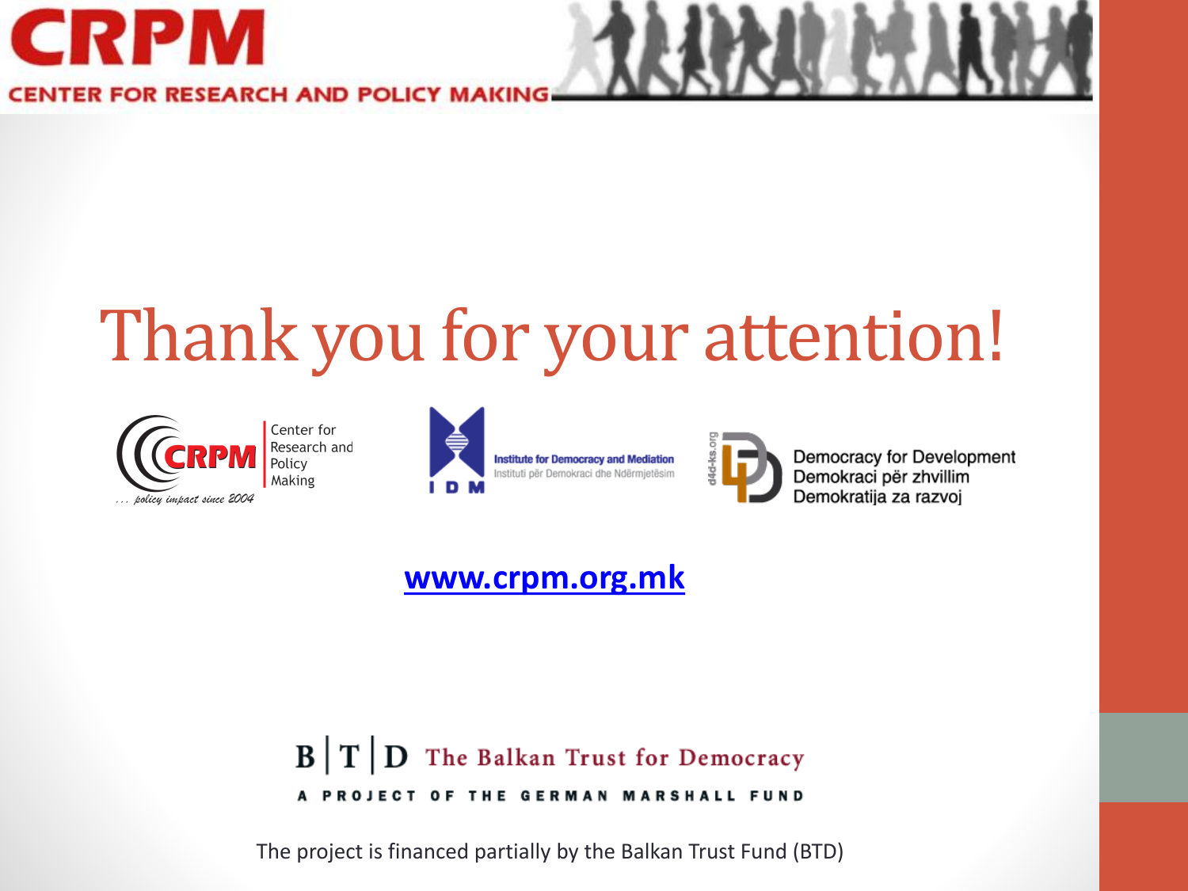# Thank you for your attention!

Center for Research and Policy Making

... policy impact since 2004

Institute for Democracy and Mediation

Instituti për Demokraci dhe Ndërmjetësim

Democracy for Development
Demokraci për zhvillim
Demokratija za razvoj

[www.crpm.org.mk](http://www.crpm.org.mk)

B | T | D The Balkan Trust for Democracy

A PROJECT OF THE GERMAN MARSHALL FUND

The project is financed partially by the Balkan Trust Fund (BTD)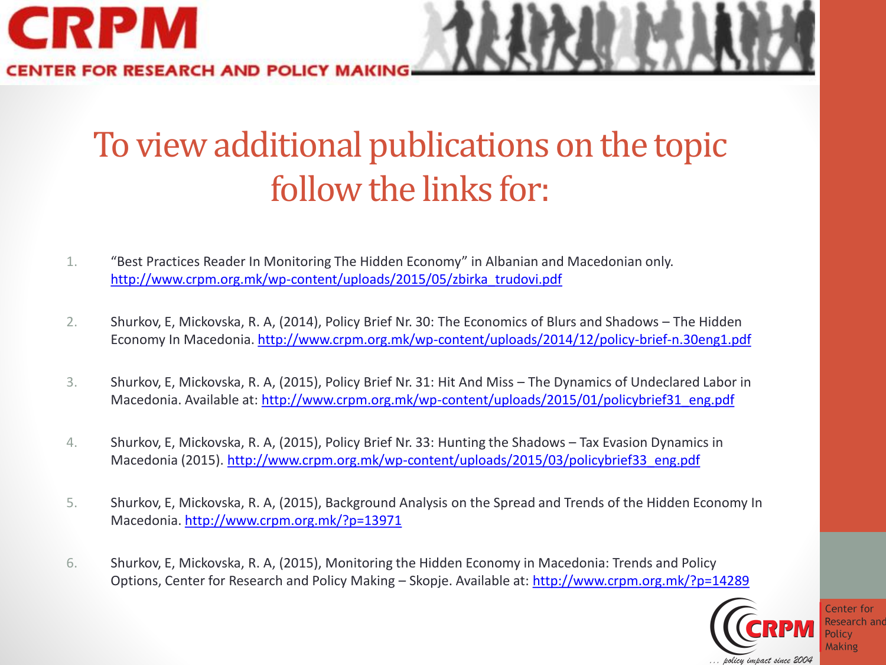# To view additional publications on the topic follow the links for:

1. "Best Practices Reader In Monitoring The Hidden Economy" in Albanian and Macedonian only. http://www.crpm.org.mk/wp-content/uploads/2015/05/zbirka_trudovi.pdf
2. Shurkov, E, Mickovska, R. A, (2014), Policy Brief Nr. 30: The Economics of Blurs and Shadows – The Hidden Economy In Macedonia. http://www.crpm.org.mk/wp-content/uploads/2014/12/policy-brief-n.30eng1.pdf
3. Shurkov, E, Mickovska, R. A, (2015), Policy Brief Nr. 31: Hit And Miss – The Dynamics of Undeclared Labor in Macedonia. Available at: http://www.crpm.org.mk/wp-content/uploads/2015/01/policybrief31_eng.pdf
4. Shurkov, E, Mickovska, R. A, (2015), Policy Brief Nr. 33: Hunting the Shadows – Tax Evasion Dynamics in Macedonia (2015). http://www.crpm.org.mk/wp-content/uploads/2015/03/policybrief33_eng.pdf
5. Shurkov, E, Mickovska, R. A, (2015), Background Analysis on the Spread and Trends of the Hidden Economy In Macedonia. http://www.crpm.org.mk/?p=13971
6. Shurkov, E, Mickovska, R. A, (2015), Monitoring the Hidden Economy in Macedonia: Trends and Policy Options, Center for Research and Policy Making – Skopje. Available at: http://www.crpm.org.mk/?p=14289